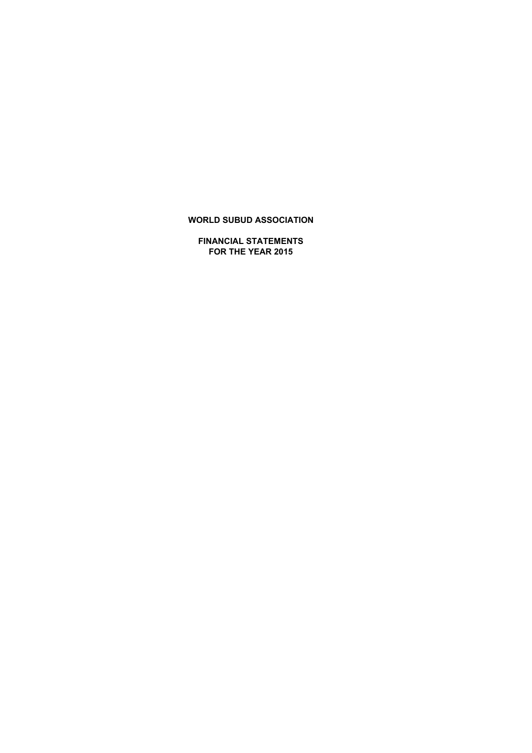# WORLD SUBUD ASSOCIATION

## FINANCIAL STATEMENTS
## FOR THE YEAR 2015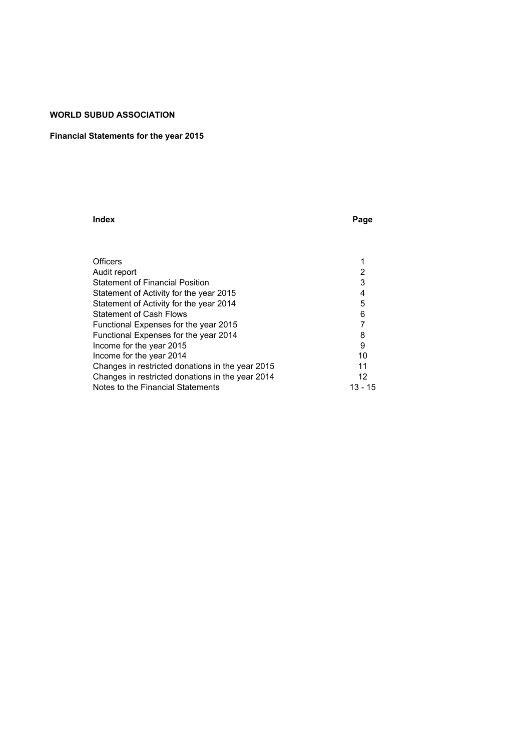**WORLD SUBUD ASSOCIATION**

**Financial Statements for the year 2015**

| **Index** | **Page** |
|---|---|
| Officers | 1 |
| Audit report | 2 |
| Statement of Financial Position | 3 |
| Statement of Activity for the year 2015 | 4 |
| Statement of Activity for the year 2014 | 5 |
| Statement of Cash Flows | 6 |
| Functional Expenses for the year 2015 | 7 |
| Functional Expenses for the year 2014 | 8 |
| Income for the year 2015 | 9 |
| Income for the year 2014 | 10 |
| Changes in restricted donations in the year 2015 | 11 |
| Changes in restricted donations in the year 2014 | 12 |
| Notes to the Financial Statements | 13 - 15 |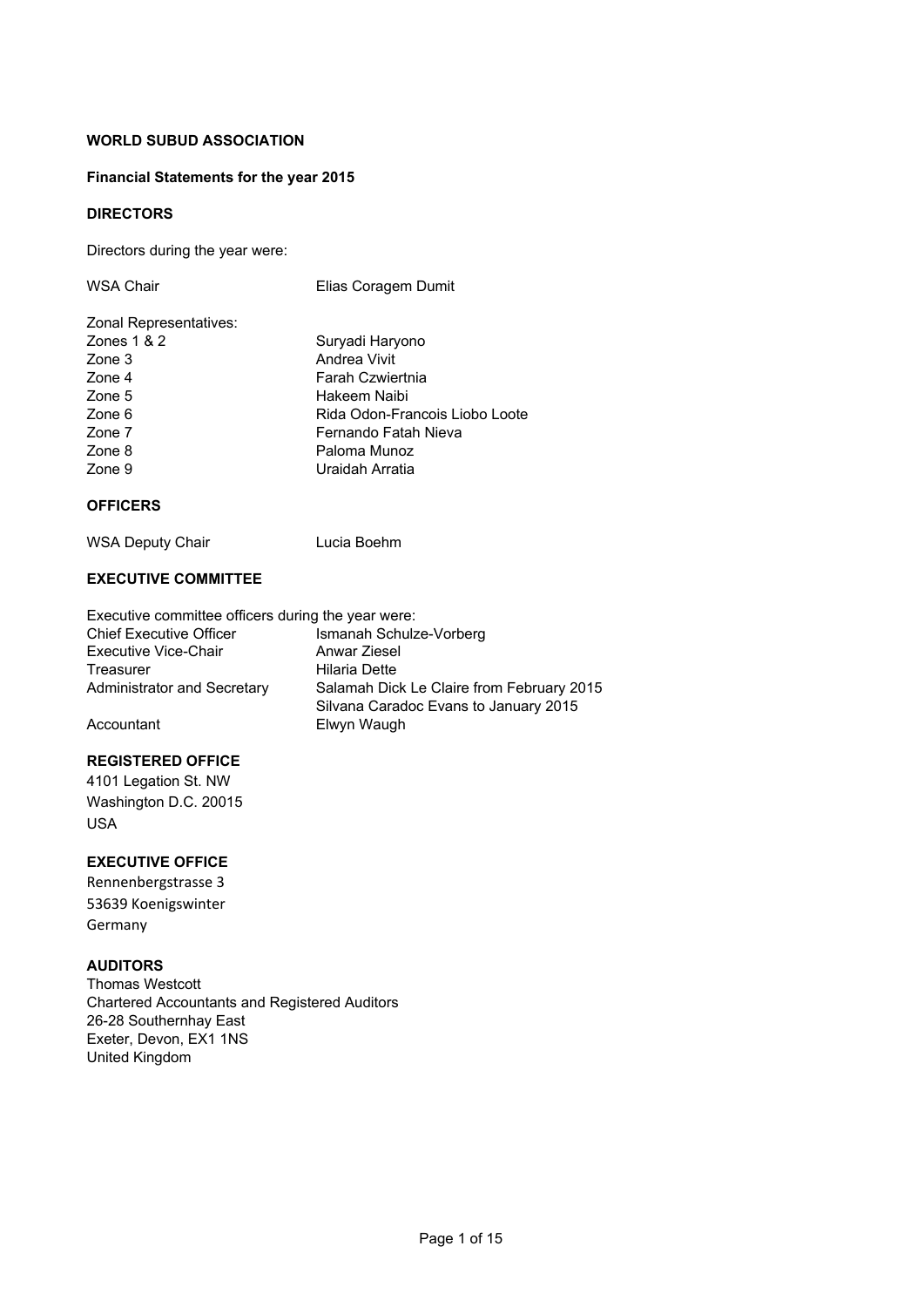**WORLD SUBUD ASSOCIATION**

**Financial Statements for the year 2015**

**DIRECTORS**

Directors during the year were:

| | |
|---|---|
| WSA Chair | Elias Coragem Dumit |
| Zonal Representatives: | |
| Zones 1 & 2 | Suryadi Haryono |
| Zone 3 | Andrea Vivit |
| Zone 4 | Farah Czwiertnia |
| Zone 5 | Hakeem Naibi |
| Zone 6 | Rida Odon-Francois Liobo Loote |
| Zone 7 | Fernando Fatah Nieva |
| Zone 8 | Paloma Munoz |
| Zone 9 | Uraidah Arratia |

**OFFICERS**

| | |
|---|---|
| WSA Deputy Chair | Lucia Boehm |

**EXECUTIVE COMMITTEE**

Executive committee officers during the year were:

| | |
|---|---|
| Chief Executive Officer | Ismanah Schulze-Vorberg |
| Executive Vice-Chair | Anwar Ziesel |
| Treasurer | Hilaria Dette |
| Administrator and Secretary | Salamah Dick Le Claire from February 2015 |
| | Silvana Caradoc Evans to January 2015 |
| Accountant | Elwyn Waugh |

**REGISTERED OFFICE**

4101 Legation St. NW
Washington D.C. 20015
USA

**EXECUTIVE OFFICE**

Rennenbergstrasse 3
53639 Koenigswinter
Germany

**AUDITORS**

Thomas Westcott
Chartered Accountants and Registered Auditors
26-28 Southernhay East
Exeter, Devon, EX1 1NS
United Kingdom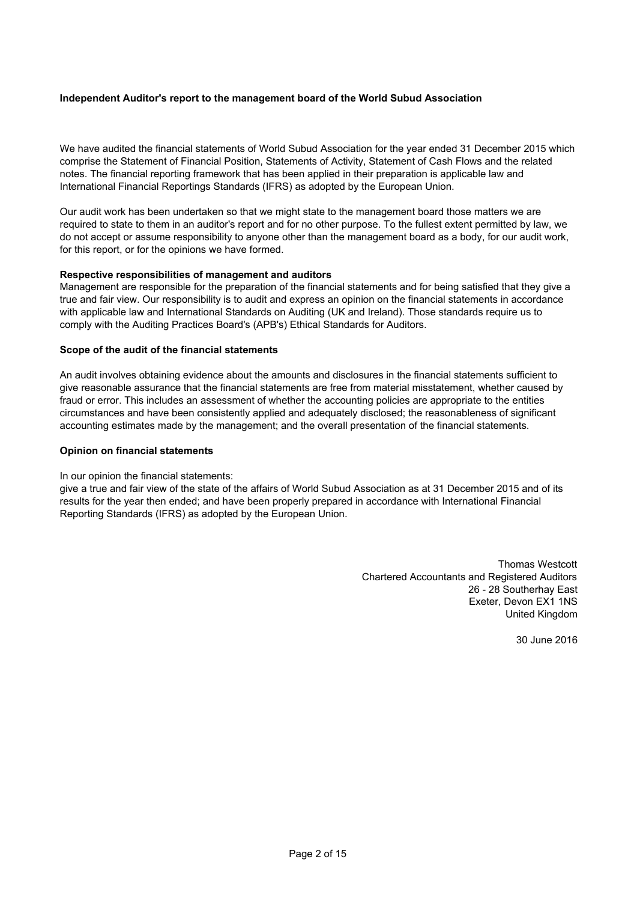**Independent Auditor's report to the management board of the World Subud Association**

We have audited the financial statements of World Subud Association for the year ended 31 December 2015 which comprise the Statement of Financial Position, Statements of Activity, Statement of Cash Flows and the related notes. The financial reporting framework that has been applied in their preparation is applicable law and International Financial Reportings Standards (IFRS) as adopted by the European Union.

Our audit work has been undertaken so that we might state to the management board those matters we are required to state to them in an auditor's report and for no other purpose. To the fullest extent permitted by law, we do not accept or assume responsibility to anyone other than the management board as a body, for our audit work, for this report, or for the opinions we have formed.

**Respective responsibilities of management and auditors**

Management are responsible for the preparation of the financial statements and for being satisfied that they give a true and fair view. Our responsibility is to audit and express an opinion on the financial statements in accordance with applicable law and International Standards on Auditing (UK and Ireland). Those standards require us to comply with the Auditing Practices Board's (APB's) Ethical Standards for Auditors.

**Scope of the audit of the financial statements**

An audit involves obtaining evidence about the amounts and disclosures in the financial statements sufficient to give reasonable assurance that the financial statements are free from material misstatement, whether caused by fraud or error. This includes an assessment of whether the accounting policies are appropriate to the entities circumstances and have been consistently applied and adequately disclosed; the reasonableness of significant accounting estimates made by the management; and the overall presentation of the financial statements.

**Opinion on financial statements**

In our opinion the financial statements:
give a true and fair view of the state of the affairs of World Subud Association as at 31 December 2015 and of its results for the year then ended; and have been properly prepared in accordance with International Financial Reporting Standards (IFRS) as adopted by the European Union.

Thomas Westcott
Chartered Accountants and Registered Auditors
26 - 28 Southerhay East
Exeter, Devon EX1 1NS
United Kingdom

30 June 2016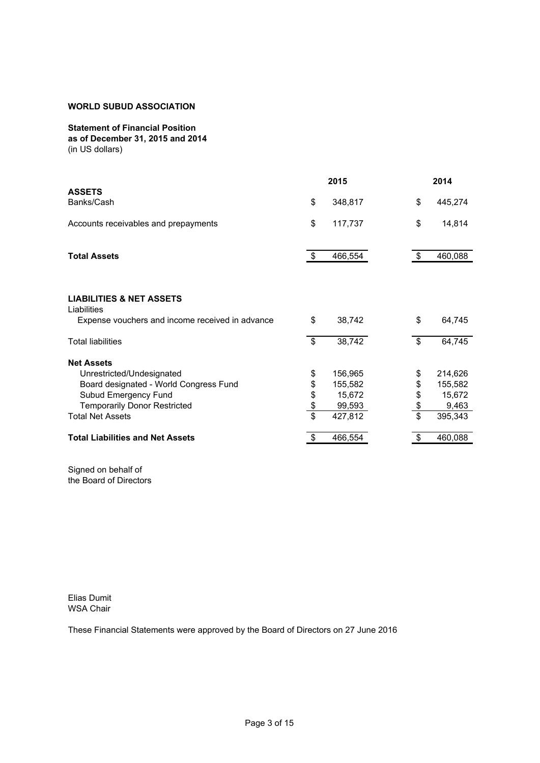**WORLD SUBUD ASSOCIATION**

**Statement of Financial Position**
**as of December 31, 2015 and 2014**
(in US dollars)

| | 2015 | 2014 |
|---|---|---|
| **ASSETS** | | |
| Banks/Cash | $ 348,817 | $ 445,274 |
| Accounts receivables and prepayments | $ 117,737 | $ 14,814 |
| **Total Assets** | $ 466,554 | $ 460,088 |
| | | |
| **LIABILITIES & NET ASSETS** | | |
| Liabilities | | |
| Expense vouchers and income received in advance | $ 38,742 | $ 64,745 |
| Total liabilities | $ 38,742 | $ 64,745 |
| **Net Assets** | | |
| Unrestricted/Undesignated | $ 156,965 | $ 214,626 |
| Board designated - World Congress Fund | $ 155,582 | $ 155,582 |
| Subud Emergency Fund | $ 15,672 | $ 15,672 |
| Temporarily Donor Restricted | $ 99,593 | $ 9,463 |
| Total Net Assets | $ 427,812 | $ 395,343 |
| **Total Liabilities and Net Assets** | $ 466,554 | $ 460,088 |

Signed on behalf of
the Board of Directors

Elias Dumit
WSA Chair

These Financial Statements were approved by the Board of Directors on 27 June 2016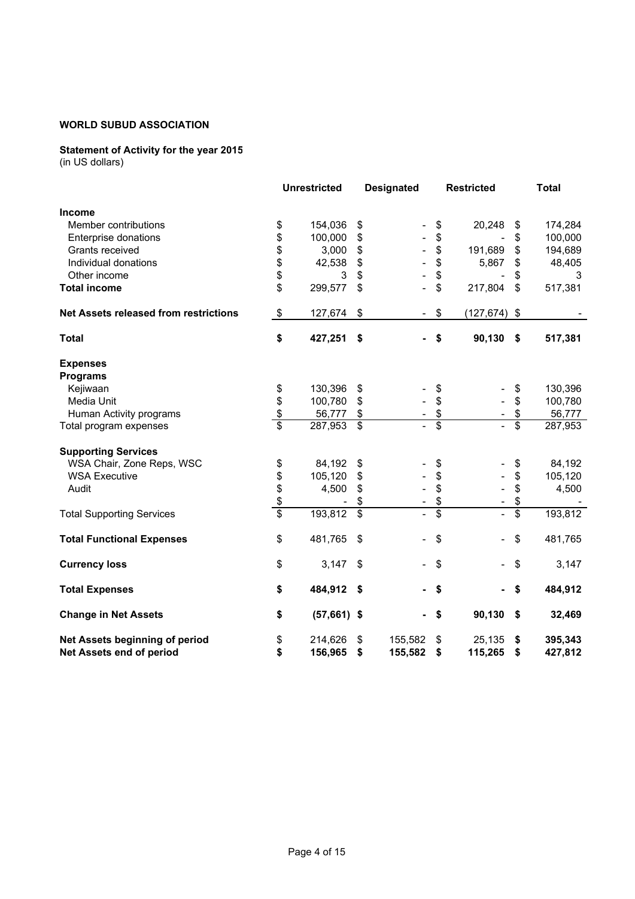**WORLD SUBUD ASSOCIATION**

**Statement of Activity for the year 2015**
(in US dollars)

| | Unrestricted | Designated | Restricted | Total |
|---|---|---|---|---|
| **Income** | | | | |
| Member contributions | $ 154,036 | $ - | $ 20,248 | $ 174,284 |
| Enterprise donations | $ 100,000 | $ - | $ - | $ 100,000 |
| Grants received | $ 3,000 | $ - | $ 191,689 | $ 194,689 |
| Individual donations | $ 42,538 | $ - | $ 5,867 | $ 48,405 |
| Other income | $ 3 | $ - | $ - | $ 3 |
| **Total income** | $ 299,577 | $ - | $ 217,804 | $ 517,381 |
| **Net Assets released from restrictions** | $ 127,674 | $ - | $ (127,674) | $ - |
| **Total** | **$ 427,251** | **$ -** | **$ 90,130** | **$ 517,381** |
| **Expenses** | | | | |
| **Programs** | | | | |
| Kejiwaan | $ 130,396 | $ - | $ - | $ 130,396 |
| Media Unit | $ 100,780 | $ - | $ - | $ 100,780 |
| Human Activity programs | $ 56,777 | $ - | $ - | $ 56,777 |
| Total program expenses | $ 287,953 | $ - | $ - | $ 287,953 |
| **Supporting Services** | | | | |
| WSA Chair, Zone Reps, WSC | $ 84,192 | $ - | $ - | $ 84,192 |
| WSA Executive | $ 105,120 | $ - | $ - | $ 105,120 |
| Audit | $ 4,500 | $ - | $ - | $ 4,500 |
| | $ - | $ - | $ - | $ - |
| Total Supporting Services | $ 193,812 | $ - | $ - | $ 193,812 |
| **Total Functional Expenses** | $ 481,765 | $ - | $ - | $ 481,765 |
| **Currency loss** | $ 3,147 | $ - | $ - | $ 3,147 |
| **Total Expenses** | **$ 484,912** | **$ -** | **$ -** | **$ 484,912** |
| **Change in Net Assets** | **$ (57,661)** | **$ -** | **$ 90,130** | **$ 32,469** |
| **Net Assets beginning of period** | $ 214,626 | $ 155,582 | $ 25,135 | **$ 395,343** |
| **Net Assets end of period** | **$ 156,965** | **$ 155,582** | **$ 115,265** | **$ 427,812** |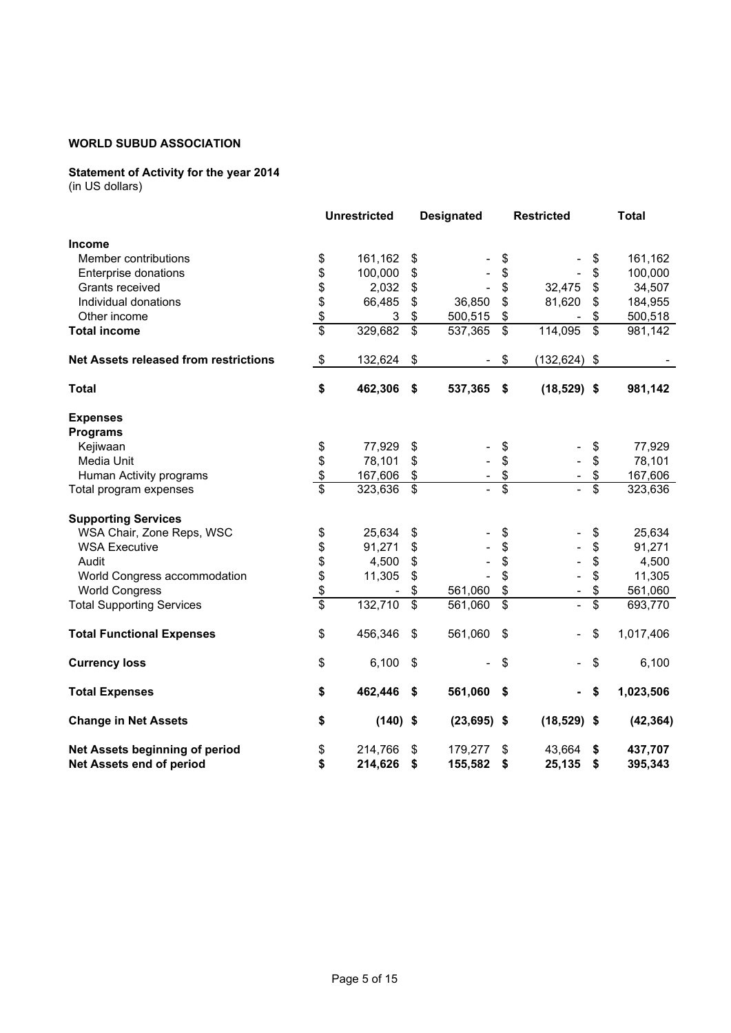**WORLD SUBUD ASSOCIATION**

**Statement of Activity for the year 2014**
(in US dollars)

| | Unrestricted | Designated | Restricted | Total |
|---|---|---|---|---|
| **Income** | | | | |
| Member contributions | $ 161,162 | $ - | $ - | $ 161,162 |
| Enterprise donations | $ 100,000 | $ - | $ - | $ 100,000 |
| Grants received | $ 2,032 | $ - | $ 32,475 | $ 34,507 |
| Individual donations | $ 66,485 | $ 36,850 | $ 81,620 | $ 184,955 |
| Other income | $ 3 | $ 500,515 | $ - | $ 500,518 |
| **Total income** | $ 329,682 | $ 537,365 | $ 114,095 | $ 981,142 |
| **Net Assets released from restrictions** | $ 132,624 | $ - | $ (132,624) | $ - |
| **Total** | **$ 462,306** | **$ 537,365** | **$ (18,529)** | **$ 981,142** |
| **Expenses** | | | | |
| **Programs** | | | | |
| Kejiwaan | $ 77,929 | $ - | $ - | $ 77,929 |
| Media Unit | $ 78,101 | $ - | $ - | $ 78,101 |
| Human Activity programs | $ 167,606 | $ - | $ - | $ 167,606 |
| Total program expenses | $ 323,636 | $ - | $ - | $ 323,636 |
| **Supporting Services** | | | | |
| WSA Chair, Zone Reps, WSC | $ 25,634 | $ - | $ - | $ 25,634 |
| WSA Executive | $ 91,271 | $ - | $ - | $ 91,271 |
| Audit | $ 4,500 | $ - | $ - | $ 4,500 |
| World Congress accommodation | $ 11,305 | $ - | $ - | $ 11,305 |
| World Congress | $ - | $ 561,060 | $ - | $ 561,060 |
| Total Supporting Services | $ 132,710 | $ 561,060 | $ - | $ 693,770 |
| **Total Functional Expenses** | $ 456,346 | $ 561,060 | $ - | $ 1,017,406 |
| **Currency loss** | $ 6,100 | $ - | $ - | $ 6,100 |
| **Total Expenses** | **$ 462,446** | **$ 561,060** | **$ -** | **$ 1,023,506** |
| **Change in Net Assets** | **$ (140)** | **$ (23,695)** | **$ (18,529)** | **$ (42,364)** |
| **Net Assets beginning of period** | $ 214,766 | $ 179,277 | $ 43,664 | **$ 437,707** |
| **Net Assets end of period** | **$ 214,626** | **$ 155,582** | **$ 25,135** | **$ 395,343** |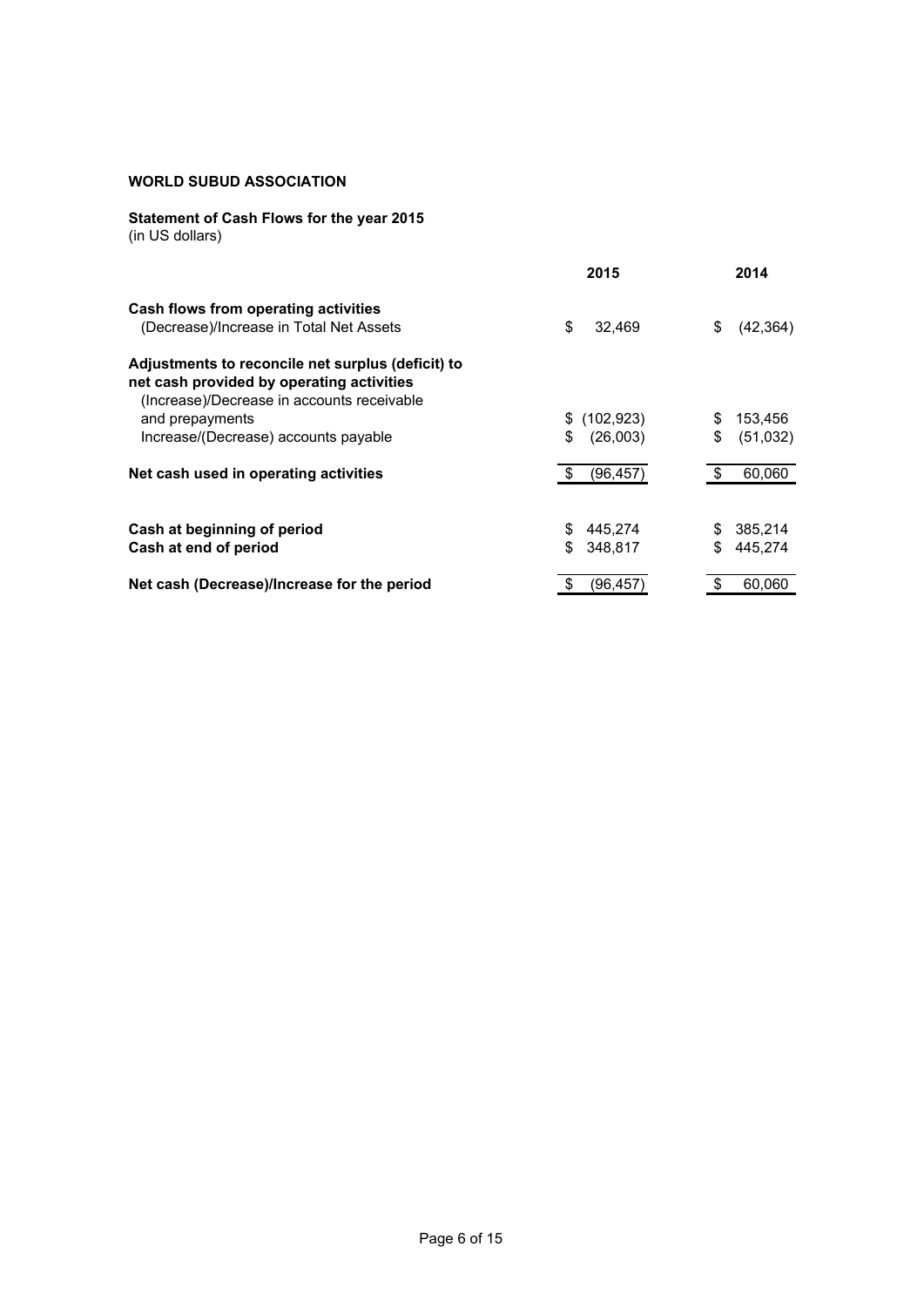**WORLD SUBUD ASSOCIATION**

**Statement of Cash Flows for the year 2015**
(in US dollars)

| | 2015 | 2014 |
|---|---|---|
| **Cash flows from operating activities** | | |
| (Decrease)/Increase in Total Net Assets | $ 32,469 | $ (42,364) |
| **Adjustments to reconcile net surplus (deficit) to net cash provided by operating activities** | | |
| (Increase)/Decrease in accounts receivable and prepayments | $ (102,923) | $ 153,456 |
| Increase/(Decrease) accounts payable | $ (26,003) | $ (51,032) |
| **Net cash used in operating activities** | $ (96,457) | $ 60,060 |
| | | |
| **Cash at beginning of period** | $ 445,274 | $ 385,214 |
| **Cash at end of period** | $ 348,817 | $ 445,274 |
| **Net cash (Decrease)/Increase for the period** | $ (96,457) | $ 60,060 |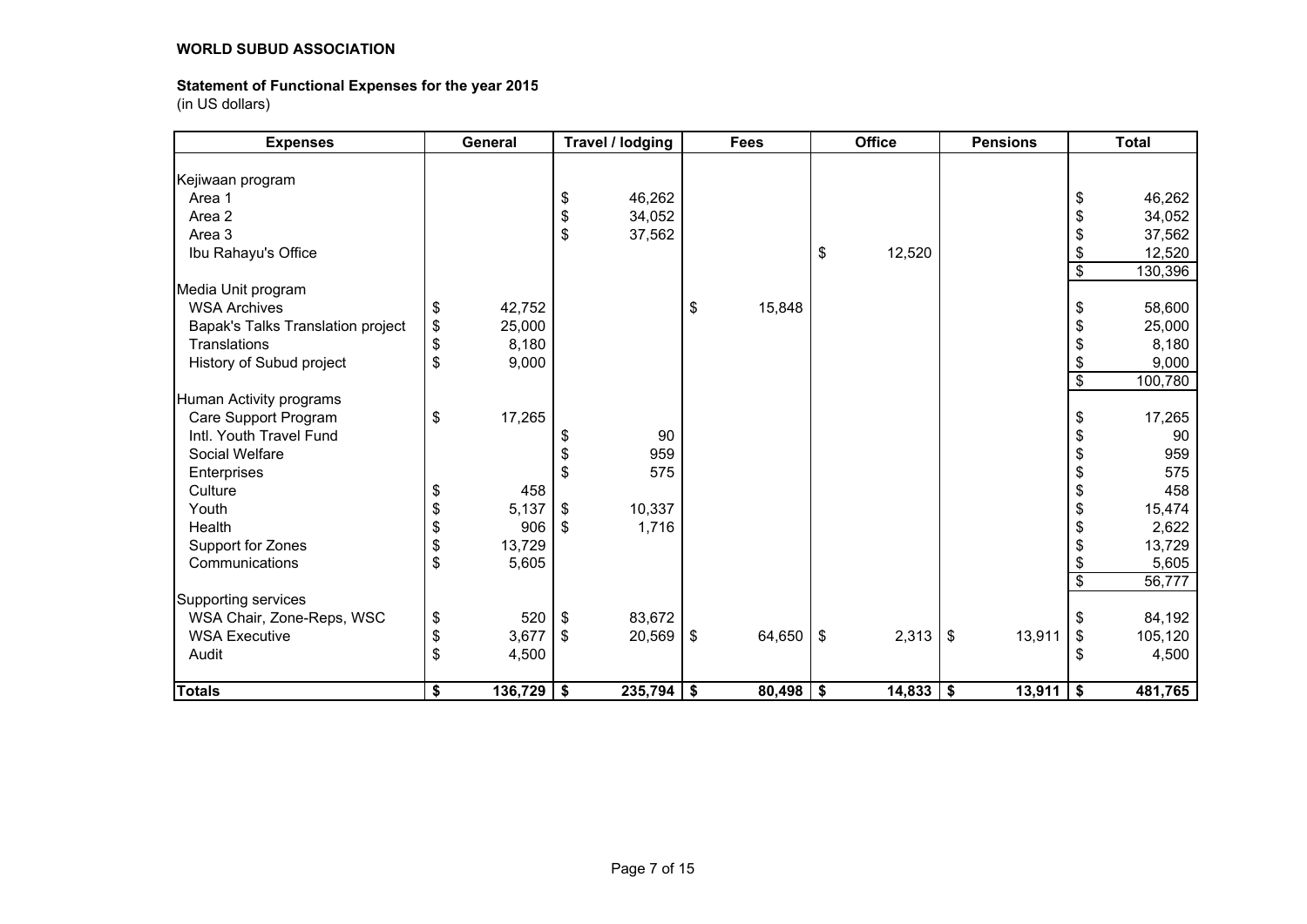**WORLD SUBUD ASSOCIATION**

**Statement of Functional Expenses for the year 2015**
(in US dollars)

| Expenses | General | Travel / lodging | Fees | Office | Pensions | Total |
|---|---|---|---|---|---|---|
| Kejiwaan program | | | | | | |
| Area 1 | | $ 46,262 | | | | $ 46,262 |
| Area 2 | | $ 34,052 | | | | $ 34,052 |
| Area 3 | | $ 37,562 | | | | $ 37,562 |
| Ibu Rahayu's Office | | | | $ 12,520 | | $ 12,520 |
| | | | | | | $ 130,396 |
| Media Unit program | | | | | | |
| WSA Archives | $ 42,752 | | $ 15,848 | | | $ 58,600 |
| Bapak's Talks Translation project | $ 25,000 | | | | | $ 25,000 |
| Translations | $ 8,180 | | | | | $ 8,180 |
| History of Subud project | $ 9,000 | | | | | $ 9,000 |
| | | | | | | $ 100,780 |
| Human Activity programs | | | | | | |
| Care Support Program | $ 17,265 | | | | | $ 17,265 |
| Intl. Youth Travel Fund | | $ 90 | | | | $ 90 |
| Social Welfare | | $ 959 | | | | $ 959 |
| Enterprises | | $ 575 | | | | $ 575 |
| Culture | $ 458 | | | | | $ 458 |
| Youth | $ 5,137 | $ 10,337 | | | | $ 15,474 |
| Health | $ 906 | $ 1,716 | | | | $ 2,622 |
| Support for Zones | $ 13,729 | | | | | $ 13,729 |
| Communications | $ 5,605 | | | | | $ 5,605 |
| | | | | | | $ 56,777 |
| Supporting services | | | | | | |
| WSA Chair, Zone-Reps, WSC | $ 520 | $ 83,672 | | | | $ 84,192 |
| WSA Executive | $ 3,677 | $ 20,569 | $ 64,650 | $ 2,313 | $ 13,911 | $ 105,120 |
| Audit | $ 4,500 | | | | | $ 4,500 |
| **Totals** | **$ 136,729** | **$ 235,794** | **$ 80,498** | **$ 14,833** | **$ 13,911** | **$ 481,765** |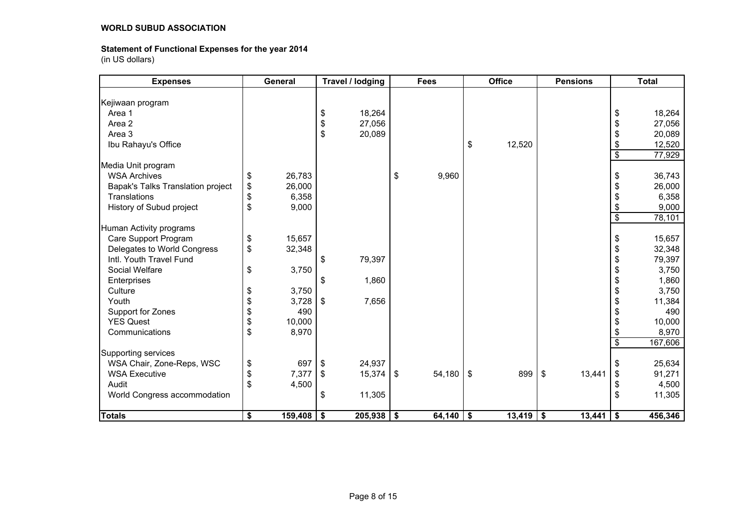**WORLD SUBUD ASSOCIATION**

**Statement of Functional Expenses for the year 2014**
(in US dollars)

| Expenses | General | Travel / lodging | Fees | Office | Pensions | Total |
|---|---|---|---|---|---|---|
| Kejiwaan program | | | | | | |
| Area 1 | | $ 18,264 | | | | $ 18,264 |
| Area 2 | | $ 27,056 | | | | $ 27,056 |
| Area 3 | | $ 20,089 | | | | $ 20,089 |
| Ibu Rahayu's Office | | | | $ 12,520 | | $ 12,520 |
| | | | | | | $ 77,929 |
| Media Unit program | | | | | | |
| WSA Archives | $ 26,783 | | $ 9,960 | | | $ 36,743 |
| Bapak's Talks Translation project | $ 26,000 | | | | | $ 26,000 |
| Translations | $ 6,358 | | | | | $ 6,358 |
| History of Subud project | $ 9,000 | | | | | $ 9,000 |
| | | | | | | $ 78,101 |
| Human Activity programs | | | | | | |
| Care Support Program | $ 15,657 | | | | | $ 15,657 |
| Delegates to World Congress | $ 32,348 | | | | | $ 32,348 |
| Intl. Youth Travel Fund | | $ 79,397 | | | | $ 79,397 |
| Social Welfare | $ 3,750 | | | | | $ 3,750 |
| Enterprises | | $ 1,860 | | | | $ 1,860 |
| Culture | $ 3,750 | | | | | $ 3,750 |
| Youth | $ 3,728 | $ 7,656 | | | | $ 11,384 |
| Support for Zones | $ 490 | | | | | $ 490 |
| YES Quest | $ 10,000 | | | | | $ 10,000 |
| Communications | $ 8,970 | | | | | $ 8,970 |
| | | | | | | $ 167,606 |
| Supporting services | | | | | | |
| WSA Chair, Zone-Reps, WSC | $ 697 | $ 24,937 | | | | $ 25,634 |
| WSA Executive | $ 7,377 | $ 15,374 | $ 54,180 | $ 899 | $ 13,441 | $ 91,271 |
| Audit | $ 4,500 | | | | | $ 4,500 |
| World Congress accommodation | | $ 11,305 | | | | $ 11,305 |
| **Totals** | **$ 159,408** | **$ 205,938** | **$ 64,140** | **$ 13,419** | **$ 13,441** | **$ 456,346** |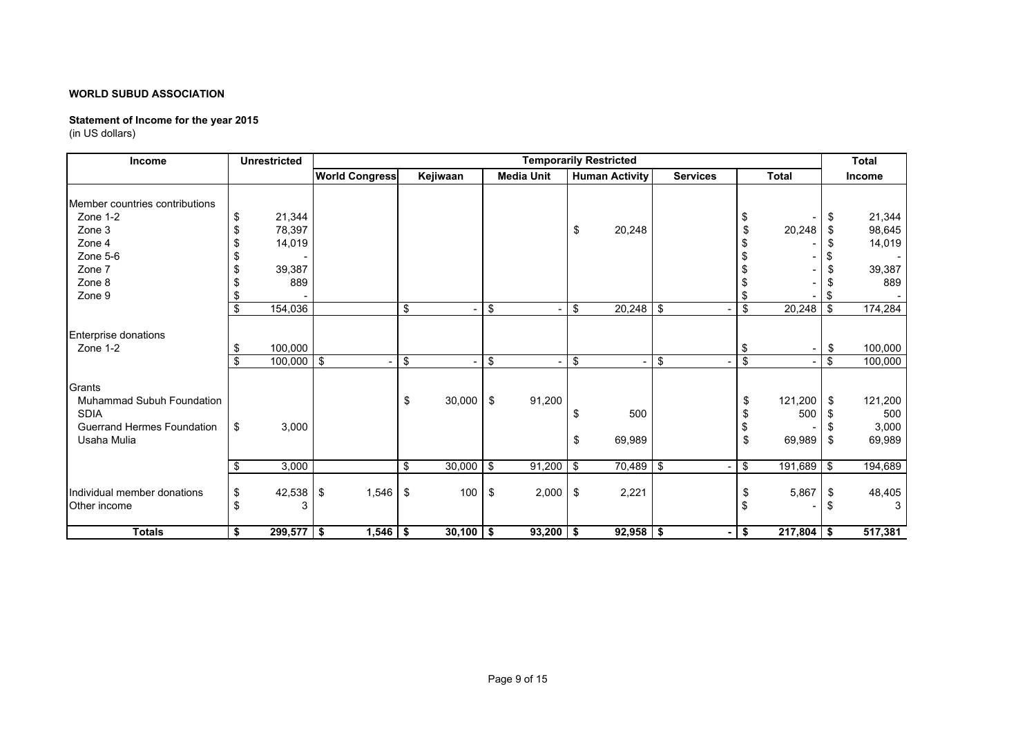**WORLD SUBUD ASSOCIATION**

**Statement of Income for the year 2015**
(in US dollars)

| Income | Unrestricted | Temporarily Restricted | | | | | | Total |
|---|---|---|---|---|---|---|---|---|
| | | World Congress | Kejiwaan | Media Unit | Human Activity | Services | Total | Income |
| Member countries contributions | | | | | | | | |
| Zone 1-2 | $ 21,344 | | | | | | $ - | $ 21,344 |
| Zone 3 | $ 78,397 | | | | $ 20,248 | | $ 20,248 | $ 98,645 |
| Zone 4 | $ 14,019 | | | | | | $ - | $ 14,019 |
| Zone 5-6 | $ - | | | | | | $ - | $ - |
| Zone 7 | $ 39,387 | | | | | | $ - | $ 39,387 |
| Zone 8 | $ 889 | | | | | | $ - | $ 889 |
| Zone 9 | $ - | | | | | | $ - | $ - |
| | $ 154,036 | | $ - | $ - | $ 20,248 | $ - | $ 20,248 | $ 174,284 |
| Enterprise donations | | | | | | | | |
| Zone 1-2 | $ 100,000 | | | | | | $ - | $ 100,000 |
| | $ 100,000 | $ - | $ - | $ - | $ - | $ - | $ - | $ 100,000 |
| Grants | | | | | | | | |
| Muhammad Subuh Foundation | | | $ 30,000 | $ 91,200 | | | $ 121,200 | $ 121,200 |
| SDIA | | | | | $ 500 | | $ 500 | $ 500 |
| Guerrand Hermes Foundation | $ 3,000 | | | | | | $ - | $ 3,000 |
| Usaha Mulia | | | | | $ 69,989 | | $ 69,989 | $ 69,989 |
| | $ 3,000 | | $ 30,000 | $ 91,200 | $ 70,489 | $ - | $ 191,689 | $ 194,689 |
| Individual member donations | $ 42,538 | $ 1,546 | $ 100 | $ 2,000 | $ 2,221 | | $ 5,867 | $ 48,405 |
| Other income | $ 3 | | | | | | $ - | $ 3 |
| **Totals** | **$ 299,577** | **$ 1,546** | **$ 30,100** | **$ 93,200** | **$ 92,958** | **$ -** | **$ 217,804** | **$ 517,381** |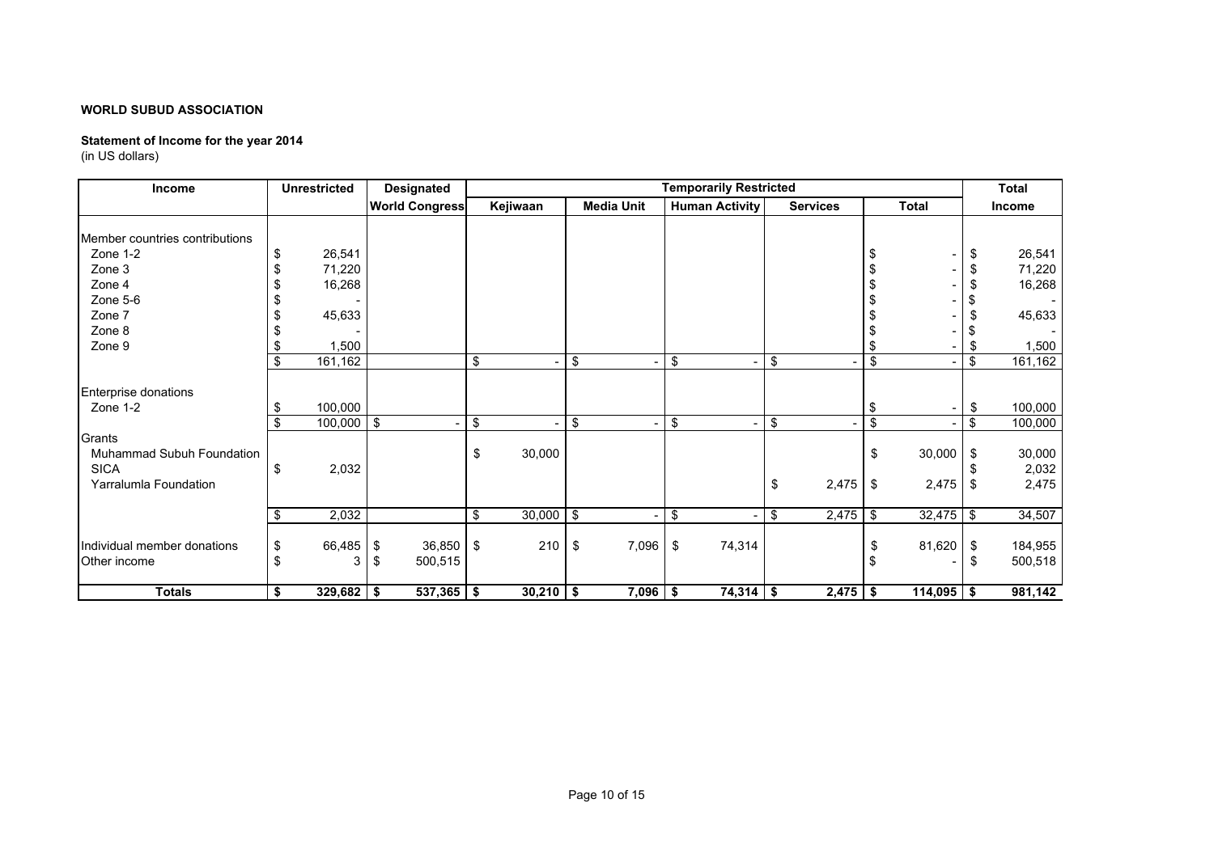**WORLD SUBUD ASSOCIATION**

**Statement of Income for the year 2014**
(in US dollars)

| Income | Unrestricted | Designated | Temporarily Restricted | | | | | Total |
|---|---|---|---|---|---|---|---|---|
| | | World Congress | Kejiwaan | Media Unit | Human Activity | Services | Total | Income |
| Member countries contributions | | | | | | | | |
| Zone 1-2 | $ 26,541 | | | | | | $ - | $ 26,541 |
| Zone 3 | $ 71,220 | | | | | | $ - | $ 71,220 |
| Zone 4 | $ 16,268 | | | | | | $ - | $ 16,268 |
| Zone 5-6 | $ - | | | | | | $ - | $ - |
| Zone 7 | $ 45,633 | | | | | | $ - | $ 45,633 |
| Zone 8 | $ - | | | | | | $ - | $ - |
| Zone 9 | $ 1,500 | | | | | | $ - | $ 1,500 |
| | $ 161,162 | | $ - | $ - | $ - | $ - | $ - | $ 161,162 |
| Enterprise donations | | | | | | | | |
| Zone 1-2 | $ 100,000 | | | | | | $ - | $ 100,000 |
| | $ 100,000 | $ - | $ - | $ - | $ - | $ - | $ - | $ 100,000 |
| Grants | | | | | | | | |
| Muhammad Subuh Foundation | | | $ 30,000 | | | | $ 30,000 | $ 30,000 |
| SICA | $ 2,032 | | | | | | | $ 2,032 |
| Yarralumla Foundation | | | | | | $ 2,475 | $ 2,475 | $ 2,475 |
| | $ 2,032 | | $ 30,000 | $ - | $ - | $ 2,475 | $ 32,475 | $ 34,507 |
| Individual member donations | $ 66,485 | $ 36,850 | $ 210 | $ 7,096 | $ 74,314 | | $ 81,620 | $ 184,955 |
| Other income | $ 3 | $ 500,515 | | | | | $ - | $ 500,518 |
| **Totals** | **$ 329,682** | **$ 537,365** | **$ 30,210** | **$ 7,096** | **$ 74,314** | **$ 2,475** | **$ 114,095** | **$ 981,142** |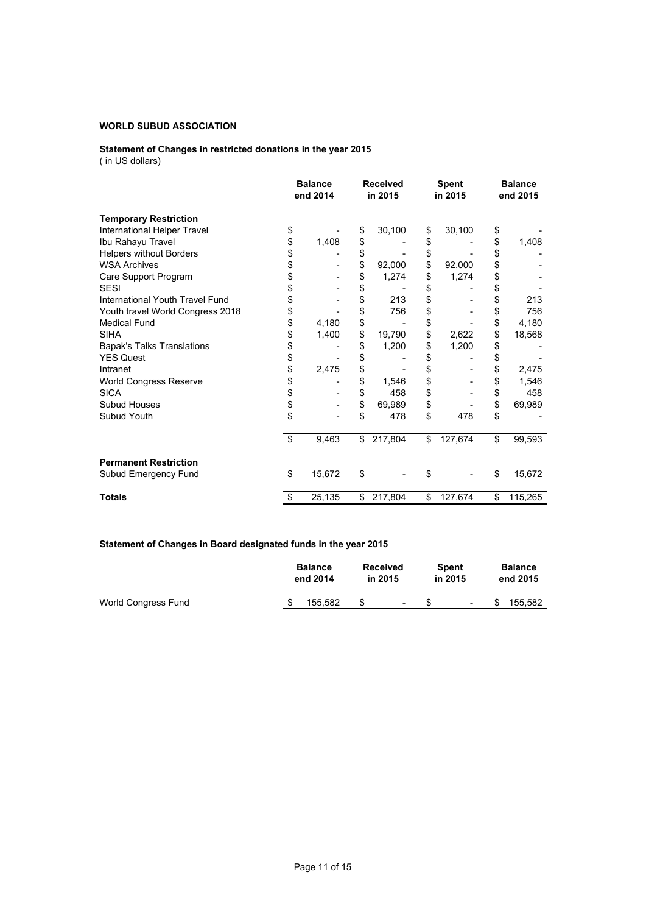**WORLD SUBUD ASSOCIATION**

**Statement of Changes in restricted donations in the year 2015**
( in US dollars)

| | Balance end 2014 | Received in 2015 | Spent in 2015 | Balance end 2015 |
|---|---|---|---|---|
| **Temporary Restriction** | | | | |
| International Helper Travel | $ - | $ 30,100 | $ 30,100 | $ - |
| Ibu Rahayu Travel | $ 1,408 | $ - | $ - | $ 1,408 |
| Helpers without Borders | $ - | $ - | $ - | $ - |
| WSA Archives | $ - | $ 92,000 | $ 92,000 | $ - |
| Care Support Program | $ - | $ 1,274 | $ 1,274 | $ - |
| SESI | $ - | $ - | $ - | $ - |
| International Youth Travel Fund | $ - | $ 213 | $ - | $ 213 |
| Youth travel World Congress 2018 | $ - | $ 756 | $ - | $ 756 |
| Medical Fund | $ 4,180 | $ - | $ - | $ 4,180 |
| SIHA | $ 1,400 | $ 19,790 | $ 2,622 | $ 18,568 |
| Bapak's Talks Translations | $ - | $ 1,200 | $ 1,200 | $ - |
| YES Quest | $ - | $ - | $ - | $ - |
| Intranet | $ 2,475 | $ - | $ - | $ 2,475 |
| World Congress Reserve | $ - | $ 1,546 | $ - | $ 1,546 |
| SICA | $ - | $ 458 | $ - | $ 458 |
| Subud Houses | $ - | $ 69,989 | $ - | $ 69,989 |
| Subud Youth | $ - | $ 478 | $ 478 | $ - |
| | $ 9,463 | $ 217,804 | $ 127,674 | $ 99,593 |
| **Permanent Restriction** | | | | |
| Subud Emergency Fund | $ 15,672 | $ - | $ - | $ 15,672 |
| **Totals** | $ 25,135 | $ 217,804 | $ 127,674 | $ 115,265 |

**Statement of Changes in Board designated funds in the year 2015**

| | Balance end 2014 | Received in 2015 | Spent in 2015 | Balance end 2015 |
|---|---|---|---|---|
| World Congress Fund | $ 155,582 | $ - | $ - | $ 155,582 |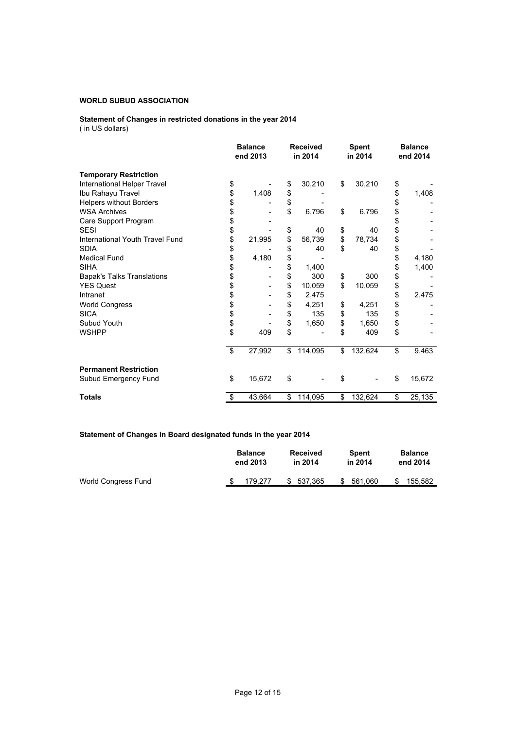**WORLD SUBUD ASSOCIATION**

**Statement of Changes in restricted donations in the year 2014**
( in US dollars)

| | Balance end 2013 | Received in 2014 | Spent in 2014 | Balance end 2014 |
|---|---|---|---|---|
| **Temporary Restriction** | | | | |
| International Helper Travel | $ - | $ 30,210 | $ 30,210 | $ - |
| Ibu Rahayu Travel | $ 1,408 | $ - | | $ 1,408 |
| Helpers without Borders | $ - | $ - | | $ - |
| WSA Archives | $ - | $ 6,796 | $ 6,796 | $ - |
| Care Support Program | $ - | | | $ - |
| SESI | $ - | $ 40 | $ 40 | $ - |
| International Youth Travel Fund | $ 21,995 | $ 56,739 | $ 78,734 | $ - |
| SDIA | $ - | $ 40 | $ 40 | $ - |
| Medical Fund | $ 4,180 | $ - | | $ 4,180 |
| SIHA | $ - | $ 1,400 | | $ 1,400 |
| Bapak's Talks Translations | $ - | $ 300 | $ 300 | $ - |
| YES Quest | $ - | $ 10,059 | $ 10,059 | $ - |
| Intranet | $ - | $ 2,475 | | $ 2,475 |
| World Congress | $ - | $ 4,251 | $ 4,251 | $ - |
| SICA | $ - | $ 135 | $ 135 | $ - |
| Subud Youth | $ - | $ 1,650 | $ 1,650 | $ - |
| WSHPP | $ 409 | $ - | $ 409 | $ - |
| | $ 27,992 | $ 114,095 | $ 132,624 | $ 9,463 |
| **Permanent Restriction** | | | | |
| Subud Emergency Fund | $ 15,672 | $ - | $ - | $ 15,672 |
| **Totals** | $ 43,664 | $ 114,095 | $ 132,624 | $ 25,135 |

**Statement of Changes in Board designated funds in the year 2014**

| | Balance end 2013 | Received in 2014 | Spent in 2014 | Balance end 2014 |
|---|---|---|---|---|
| World Congress Fund | $ 179,277 | $ 537,365 | $ 561,060 | $ 155,582 |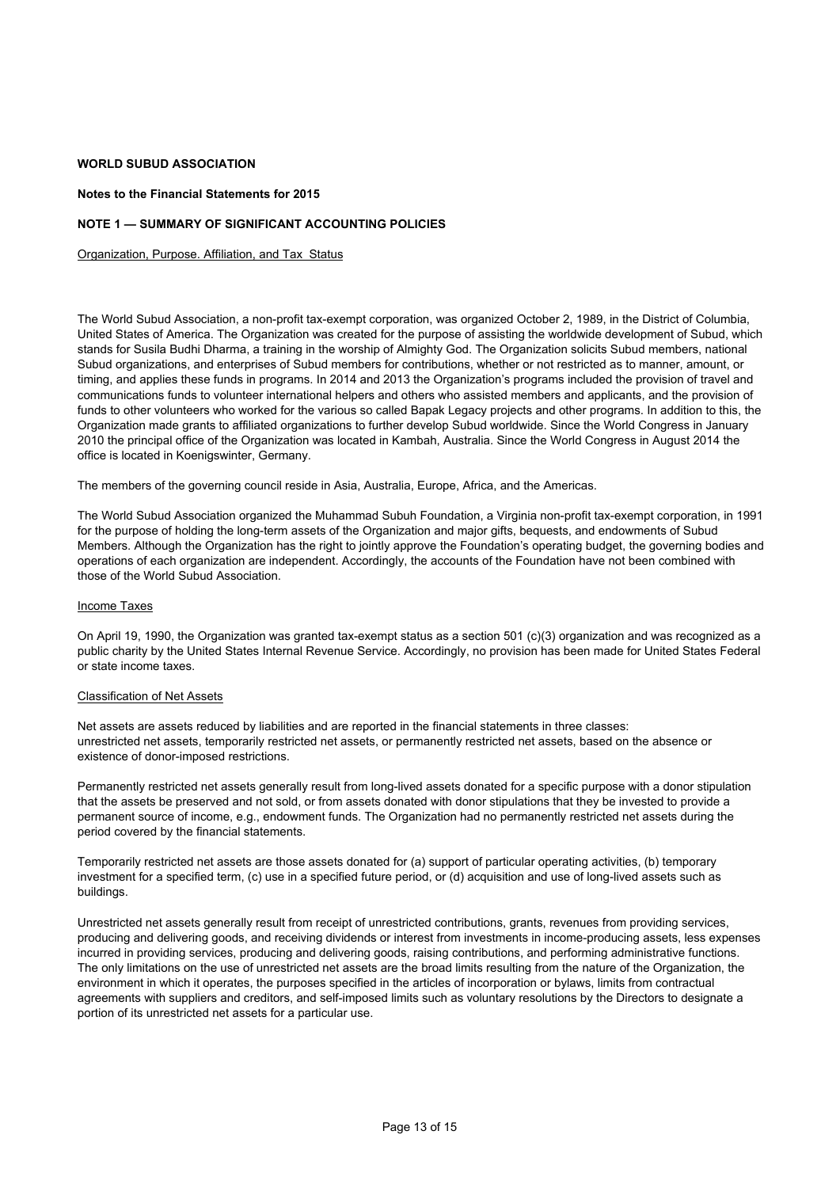**WORLD SUBUD ASSOCIATION**

**Notes to the Financial Statements for 2015**

**NOTE 1 — SUMMARY OF SIGNIFICANT ACCOUNTING POLICIES**

Organization, Purpose. Affiliation, and Tax Status

The World Subud Association, a non-profit tax-exempt corporation, was organized October 2, 1989, in the District of Columbia, United States of America. The Organization was created for the purpose of assisting the worldwide development of Subud, which stands for Susila Budhi Dharma, a training in the worship of Almighty God. The Organization solicits Subud members, national Subud organizations, and enterprises of Subud members for contributions, whether or not restricted as to manner, amount, or timing, and applies these funds in programs. In 2014 and 2013 the Organization's programs included the provision of travel and communications funds to volunteer international helpers and others who assisted members and applicants, and the provision of funds to other volunteers who worked for the various so called Bapak Legacy projects and other programs. In addition to this, the Organization made grants to affiliated organizations to further develop Subud worldwide. Since the World Congress in January 2010 the principal office of the Organization was located in Kambah, Australia. Since the World Congress in August 2014 the office is located in Koenigswinter, Germany.

The members of the governing council reside in Asia, Australia, Europe, Africa, and the Americas.

The World Subud Association organized the Muhammad Subuh Foundation, a Virginia non-profit tax-exempt corporation, in 1991 for the purpose of holding the long-term assets of the Organization and major gifts, bequests, and endowments of Subud Members. Although the Organization has the right to jointly approve the Foundation's operating budget, the governing bodies and operations of each organization are independent. Accordingly, the accounts of the Foundation have not been combined with those of the World Subud Association.

Income Taxes

On April 19, 1990, the Organization was granted tax-exempt status as a section 501 (c)(3) organization and was recognized as a public charity by the United States Internal Revenue Service. Accordingly, no provision has been made for United States Federal or state income taxes.

Classification of Net Assets

Net assets are assets reduced by liabilities and are reported in the financial statements in three classes: unrestricted net assets, temporarily restricted net assets, or permanently restricted net assets, based on the absence or existence of donor-imposed restrictions.

Permanently restricted net assets generally result from long-lived assets donated for a specific purpose with a donor stipulation that the assets be preserved and not sold, or from assets donated with donor stipulations that they be invested to provide a permanent source of income, e.g., endowment funds. The Organization had no permanently restricted net assets during the period covered by the financial statements.

Temporarily restricted net assets are those assets donated for (a) support of particular operating activities, (b) temporary investment for a specified term, (c) use in a specified future period, or (d) acquisition and use of long-lived assets such as buildings.

Unrestricted net assets generally result from receipt of unrestricted contributions, grants, revenues from providing services, producing and delivering goods, and receiving dividends or interest from investments in income-producing assets, less expenses incurred in providing services, producing and delivering goods, raising contributions, and performing administrative functions. The only limitations on the use of unrestricted net assets are the broad limits resulting from the nature of the Organization, the environment in which it operates, the purposes specified in the articles of incorporation or bylaws, limits from contractual agreements with suppliers and creditors, and self-imposed limits such as voluntary resolutions by the Directors to designate a portion of its unrestricted net assets for a particular use.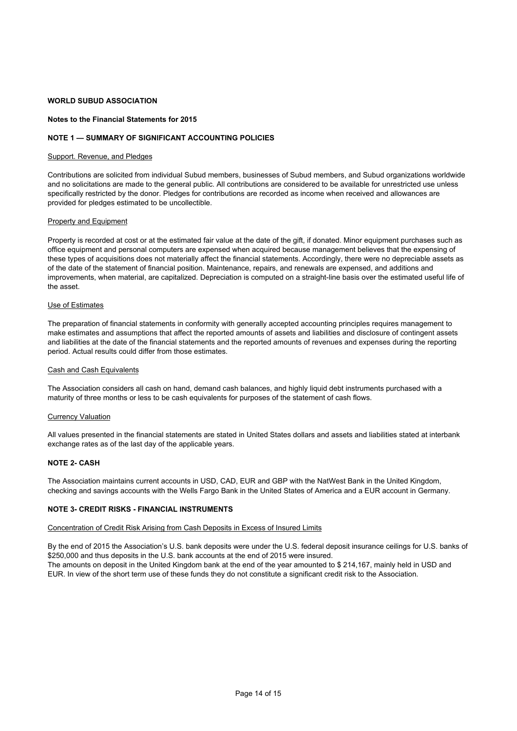**WORLD SUBUD ASSOCIATION**

**Notes to the Financial Statements for 2015**

## NOTE 1 — SUMMARY OF SIGNIFICANT ACCOUNTING POLICIES

Support. Revenue, and Pledges

Contributions are solicited from individual Subud members, businesses of Subud members, and Subud organizations worldwide and no solicitations are made to the general public. All contributions are considered to be available for unrestricted use unless specifically restricted by the donor. Pledges for contributions are recorded as income when received and allowances are provided for pledges estimated to be uncollectible.

Property and Equipment

Property is recorded at cost or at the estimated fair value at the date of the gift, if donated. Minor equipment purchases such as office equipment and personal computers are expensed when acquired because management believes that the expensing of these types of acquisitions does not materially affect the financial statements. Accordingly, there were no depreciable assets as of the date of the statement of financial position. Maintenance, repairs, and renewals are expensed, and additions and improvements, when material, are capitalized. Depreciation is computed on a straight-line basis over the estimated useful life of the asset.

Use of Estimates

The preparation of financial statements in conformity with generally accepted accounting principles requires management to make estimates and assumptions that affect the reported amounts of assets and liabilities and disclosure of contingent assets and liabilities at the date of the financial statements and the reported amounts of revenues and expenses during the reporting period. Actual results could differ from those estimates.

Cash and Cash Equivalents

The Association considers all cash on hand, demand cash balances, and highly liquid debt instruments purchased with a maturity of three months or less to be cash equivalents for purposes of the statement of cash flows.

Currency Valuation

All values presented in the financial statements are stated in United States dollars and assets and liabilities stated at interbank exchange rates as of the last day of the applicable years.

## NOTE 2- CASH

The Association maintains current accounts in USD, CAD, EUR and GBP with the NatWest Bank in the United Kingdom, checking and savings accounts with the Wells Fargo Bank in the United States of America and a EUR account in Germany.

## NOTE 3- CREDIT RISKS - FINANCIAL INSTRUMENTS

Concentration of Credit Risk Arising from Cash Deposits in Excess of Insured Limits

By the end of 2015 the Association's U.S. bank deposits were under the U.S. federal deposit insurance ceilings for U.S. banks of \$250,000 and thus deposits in the U.S. bank accounts at the end of 2015 were insured.
The amounts on deposit in the United Kingdom bank at the end of the year amounted to \$ 214,167, mainly held in USD and EUR. In view of the short term use of these funds they do not constitute a significant credit risk to the Association.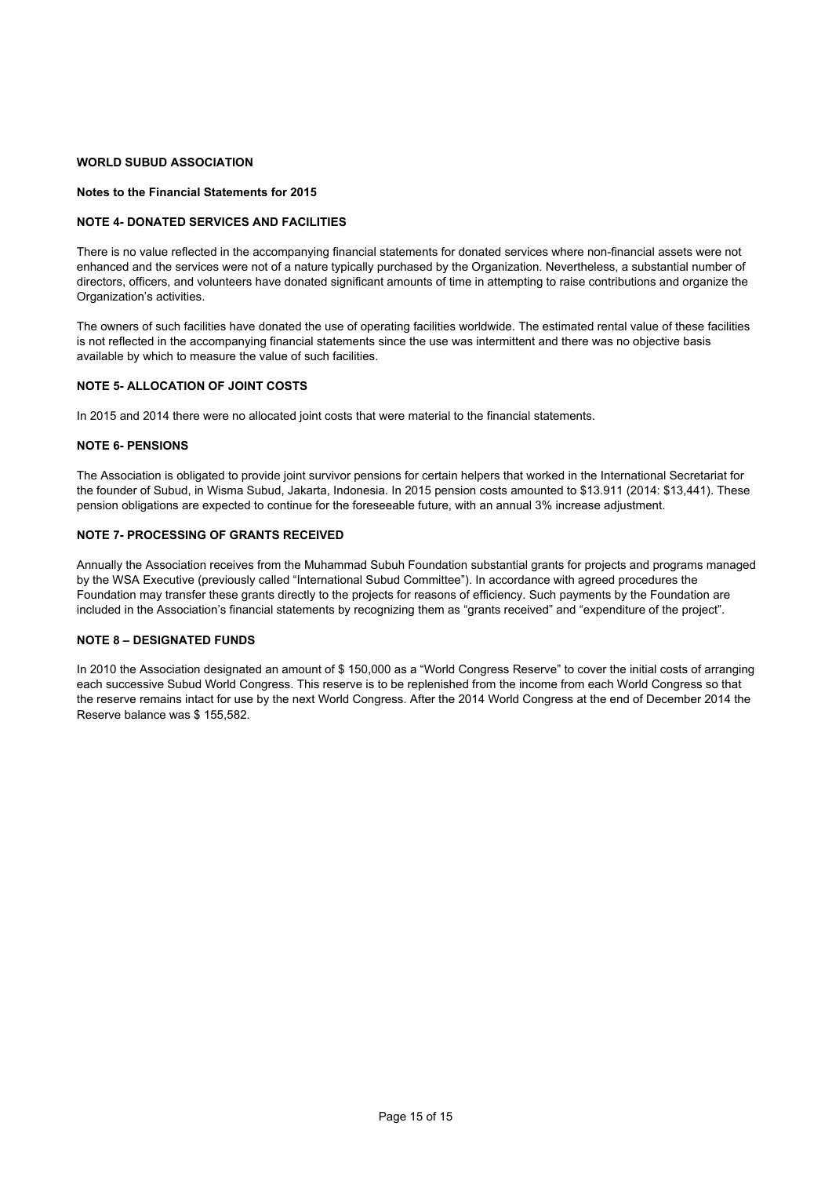**WORLD SUBUD ASSOCIATION**

**Notes to the Financial Statements for 2015**

**NOTE 4- DONATED SERVICES AND FACILITIES**

There is no value reflected in the accompanying financial statements for donated services where non-financial assets were not enhanced and the services were not of a nature typically purchased by the Organization. Nevertheless, a substantial number of directors, officers, and volunteers have donated significant amounts of time in attempting to raise contributions and organize the Organization's activities.

The owners of such facilities have donated the use of operating facilities worldwide. The estimated rental value of these facilities is not reflected in the accompanying financial statements since the use was intermittent and there was no objective basis available by which to measure the value of such facilities.

**NOTE 5- ALLOCATION OF JOINT COSTS**

In 2015 and 2014 there were no allocated joint costs that were material to the financial statements.

**NOTE 6- PENSIONS**

The Association is obligated to provide joint survivor pensions for certain helpers that worked in the International Secretariat for the founder of Subud, in Wisma Subud, Jakarta, Indonesia. In 2015 pension costs amounted to $13.911 (2014: $13,441). These pension obligations are expected to continue for the foreseeable future, with an annual 3% increase adjustment.

**NOTE 7- PROCESSING OF GRANTS RECEIVED**

Annually the Association receives from the Muhammad Subuh Foundation substantial grants for projects and programs managed by the WSA Executive (previously called "International Subud Committee"). In accordance with agreed procedures the Foundation may transfer these grants directly to the projects for reasons of efficiency. Such payments by the Foundation are included in the Association's financial statements by recognizing them as "grants received" and "expenditure of the project".

**NOTE 8 – DESIGNATED FUNDS**

In 2010 the Association designated an amount of $ 150,000 as a "World Congress Reserve" to cover the initial costs of arranging each successive Subud World Congress. This reserve is to be replenished from the income from each World Congress so that the reserve remains intact for use by the next World Congress. After the 2014 World Congress at the end of December 2014 the Reserve balance was $ 155,582.